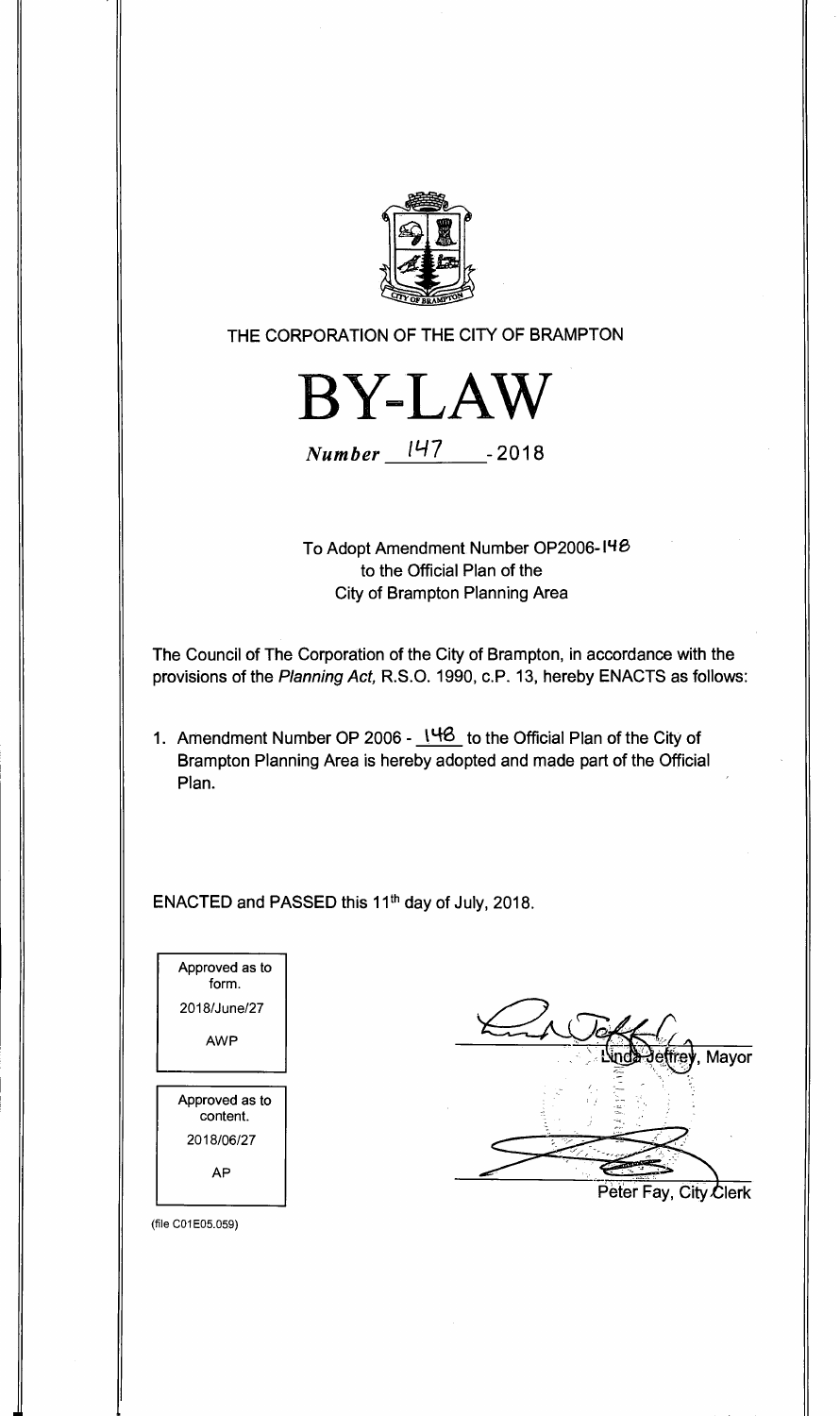THE CORPORATION OF THE CITY OF BRAMPTON

# BY-LAW

*Number* 147 - 2018

To Adopt Amendment Number OP2006-148
to the Official Plan of the
City of Brampton Planning Area

The Council of The Corporation of the City of Brampton, in accordance with the provisions of the *Planning Act*, R.S.O. 1990, c.P. 13, hereby ENACTS as follows:

1. Amendment Number OP 2006 - 148 to the Official Plan of the City of Brampton Planning Area is hereby adopted and made part of the Official Plan.

ENACTED and PASSED this 11th day of July, 2018.

| Approved as to form. |
|---|
| 2018/June/27 |
| AWP |

| Approved as to content. |
|---|
| 2018/06/27 |
| AP |

Linda Jeffrey, Mayor

Peter Fay, City Clerk

(file C01E05.059)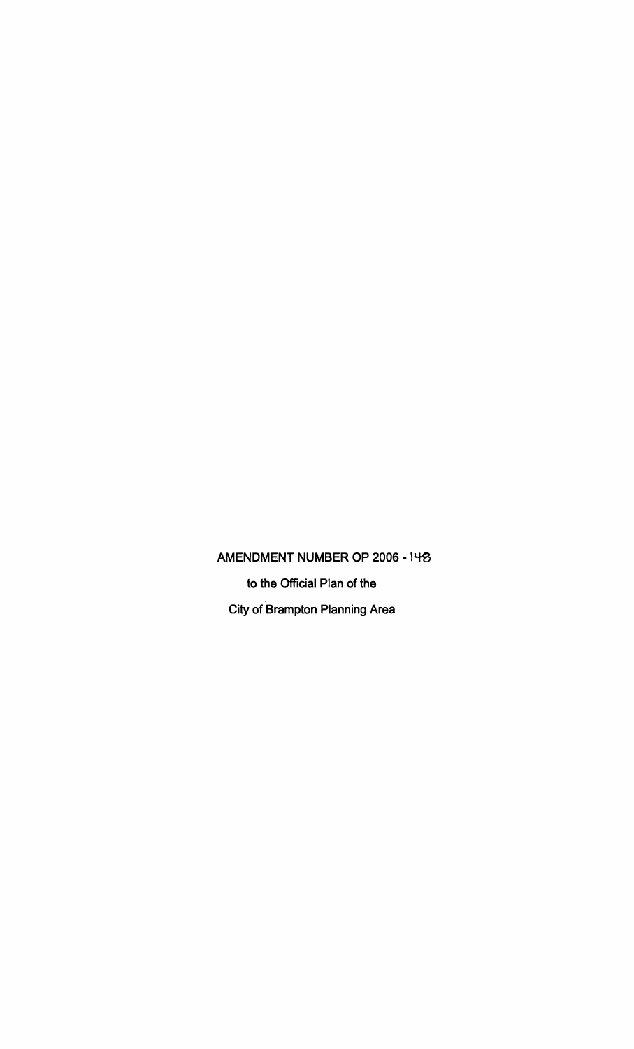AMENDMENT NUMBER OP 2006 - 148

to the Official Plan of the

City of Brampton Planning Area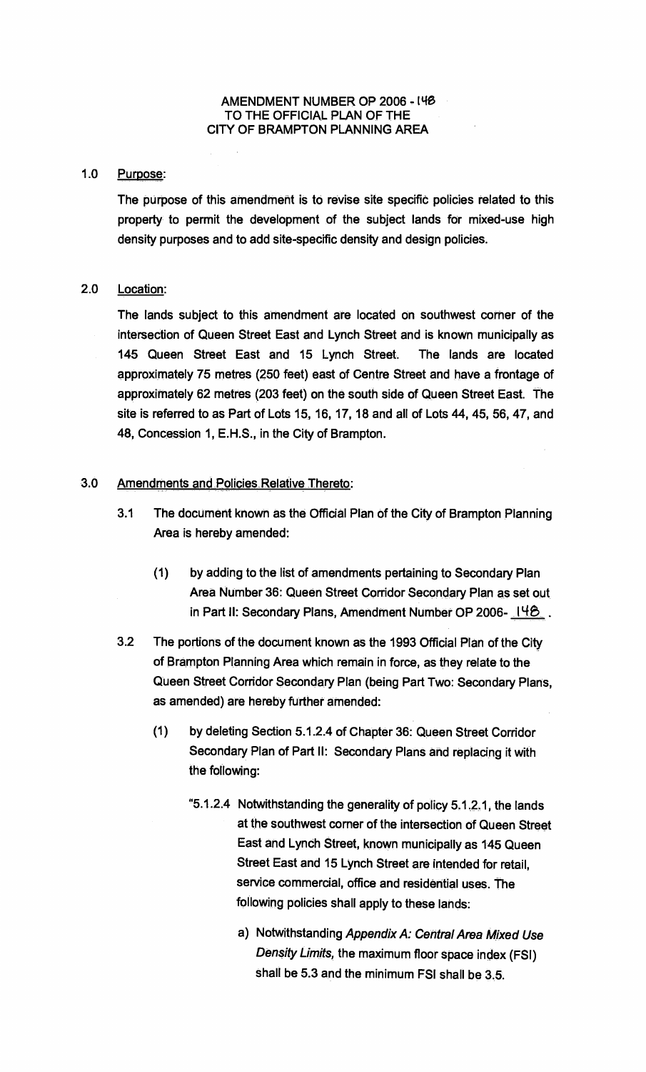AMENDMENT NUMBER OP 2006 - 148
TO THE OFFICIAL PLAN OF THE
CITY OF BRAMPTON PLANNING AREA

## 1.0 Purpose:

The purpose of this amendment is to revise site specific policies related to this property to permit the development of the subject lands for mixed-use high density purposes and to add site-specific density and design policies.

## 2.0 Location:

The lands subject to this amendment are located on southwest corner of the intersection of Queen Street East and Lynch Street and is known municipally as 145 Queen Street East and 15 Lynch Street. The lands are located approximately 75 metres (250 feet) east of Centre Street and have a frontage of approximately 62 metres (203 feet) on the south side of Queen Street East. The site is referred to as Part of Lots 15, 16, 17, 18 and all of Lots 44, 45, 56, 47, and 48, Concession 1, E.H.S., in the City of Brampton.

## 3.0 Amendments and Policies Relative Thereto:

3.1 The document known as the Official Plan of the City of Brampton Planning Area is hereby amended:

(1) by adding to the list of amendments pertaining to Secondary Plan Area Number 36: Queen Street Corridor Secondary Plan as set out in Part II: Secondary Plans, Amendment Number OP 2006- 148 .

3.2 The portions of the document known as the 1993 Official Plan of the City of Brampton Planning Area which remain in force, as they relate to the Queen Street Corridor Secondary Plan (being Part Two: Secondary Plans, as amended) are hereby further amended:

(1) by deleting Section 5.1.2.4 of Chapter 36: Queen Street Corridor Secondary Plan of Part II: Secondary Plans and replacing it with the following:

"5.1.2.4 Notwithstanding the generality of policy 5.1.2.1, the lands at the southwest corner of the intersection of Queen Street East and Lynch Street, known municipally as 145 Queen Street East and 15 Lynch Street are intended for retail, service commercial, office and residential uses. The following policies shall apply to these lands:

a) Notwithstanding *Appendix A: Central Area Mixed Use Density Limits*, the maximum floor space index (FSI) shall be 5.3 and the minimum FSI shall be 3.5.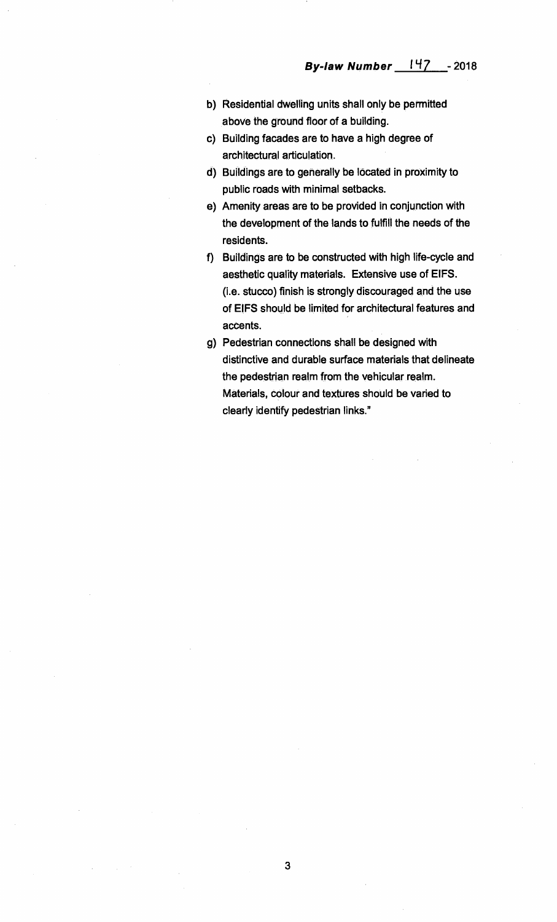b) Residential dwelling units shall only be permitted above the ground floor of a building.

c) Building facades are to have a high degree of architectural articulation.

d) Buildings are to generally be located in proximity to public roads with minimal setbacks.

e) Amenity areas are to be provided in conjunction with the development of the lands to fulfill the needs of the residents.

f) Buildings are to be constructed with high life-cycle and aesthetic quality materials. Extensive use of EIFS. (i.e. stucco) finish is strongly discouraged and the use of EIFS should be limited for architectural features and accents.

g) Pedestrian connections shall be designed with distinctive and durable surface materials that delineate the pedestrian realm from the vehicular realm. Materials, colour and textures should be varied to clearly identify pedestrian links."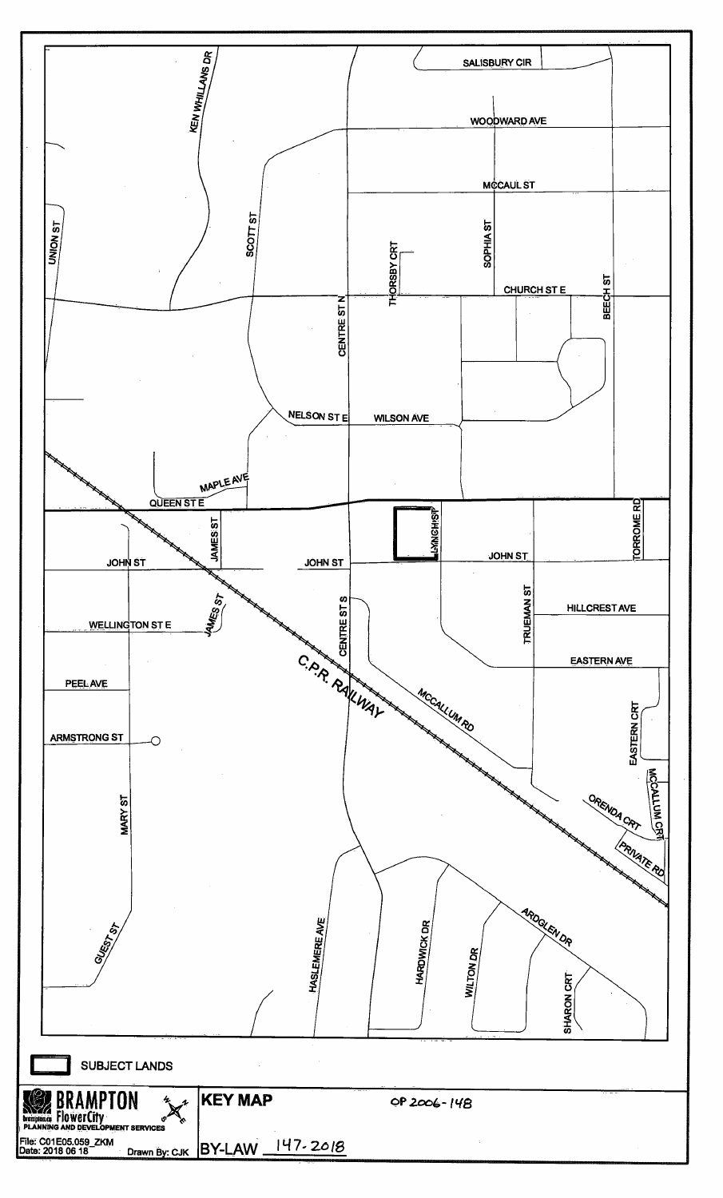SALISBURY CIR

KEN WHILLANS DR

WOODWARD AVE

MCCAUL ST

UNION ST

SCOTT ST

THORSBY CRT

SOPHIA ST

CHURCH ST E

CENTRE ST N

BEECH ST

NELSON ST E

WILSON AVE

MAPLE AVE

QUEEN ST E

JAMES ST

LYNCH ST

TORROME RD

JOHN ST

JOHN ST

JOHN ST

WELLINGTON ST E

JAMES ST

CENTRE ST S

TRUEMAN ST

HILLCREST AVE

EASTERN AVE

C.P.R. RAILWAY

MCCALLUM RD

PEEL AVE

ARMSTRONG ST

EASTERN CRT

MARY ST

MCCALLUM CRT

ORENDA CRT

PRIVATE RD

ARDGLEN DR

GUEST ST

HASLEMERE AVE

HARDWICK DR

WILTON DR

SHARON CRT

SUBJECT LANDS

BRAMPTON FlowerCity
brampton.ca
PLANNING AND DEVELOPMENT SERVICES

File: C01E05.059_ZKM
Date: 2018 06 18
Drawn By: CJK

**KEY MAP**

OP 2006-148

BY-LAW 147-2018